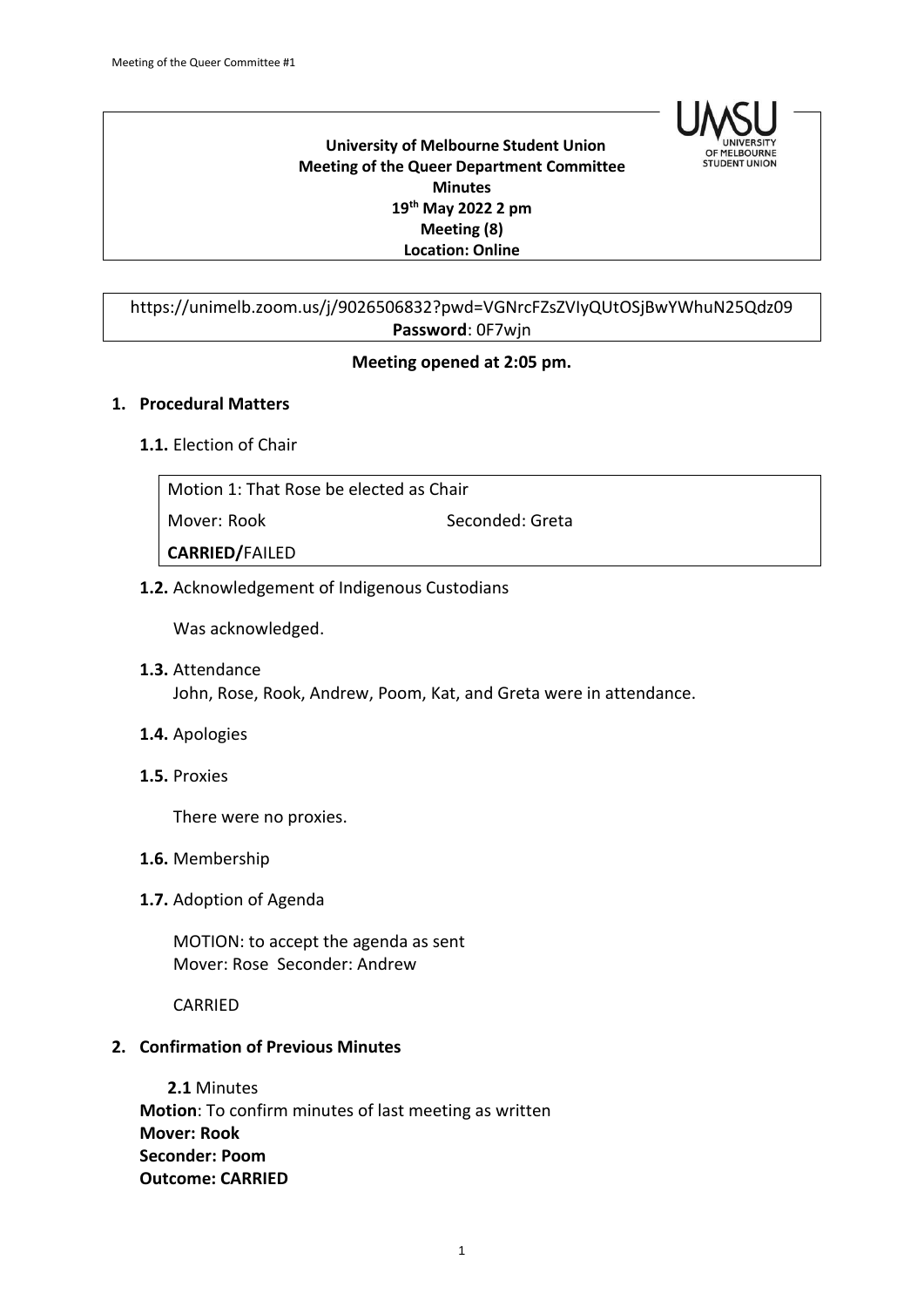**University of Melbourne Student Union**
**Meeting of the Queer Department Committee**
**Minutes**
**19th May 2022 2 pm**
**Meeting (8)**
**Location: Online**

https://unimelb.zoom.us/j/9026506832?pwd=VGNrcFZsZVIyQUtOSjBwYWhuN25Qdz09
**Password**: 0F7wjn

**Meeting opened at 2:05 pm.**

## 1. Procedural Matters

**1.1.** Election of Chair

Motion 1: That Rose be elected as Chair
Mover: Rook Seconded: Greta
**CARRIED/**FAILED

**1.2.** Acknowledgement of Indigenous Custodians

Was acknowledged.

**1.3.** Attendance
John, Rose, Rook, Andrew, Poom, Kat, and Greta were in attendance.

**1.4.** Apologies

**1.5.** Proxies

There were no proxies.

**1.6.** Membership

**1.7.** Adoption of Agenda

MOTION: to accept the agenda as sent
Mover: Rose Seconder: Andrew

CARRIED

## 2. Confirmation of Previous Minutes

**2.1** Minutes
**Motion**: To confirm minutes of last meeting as written
**Mover: Rook**
**Seconder: Poom**
**Outcome: CARRIED**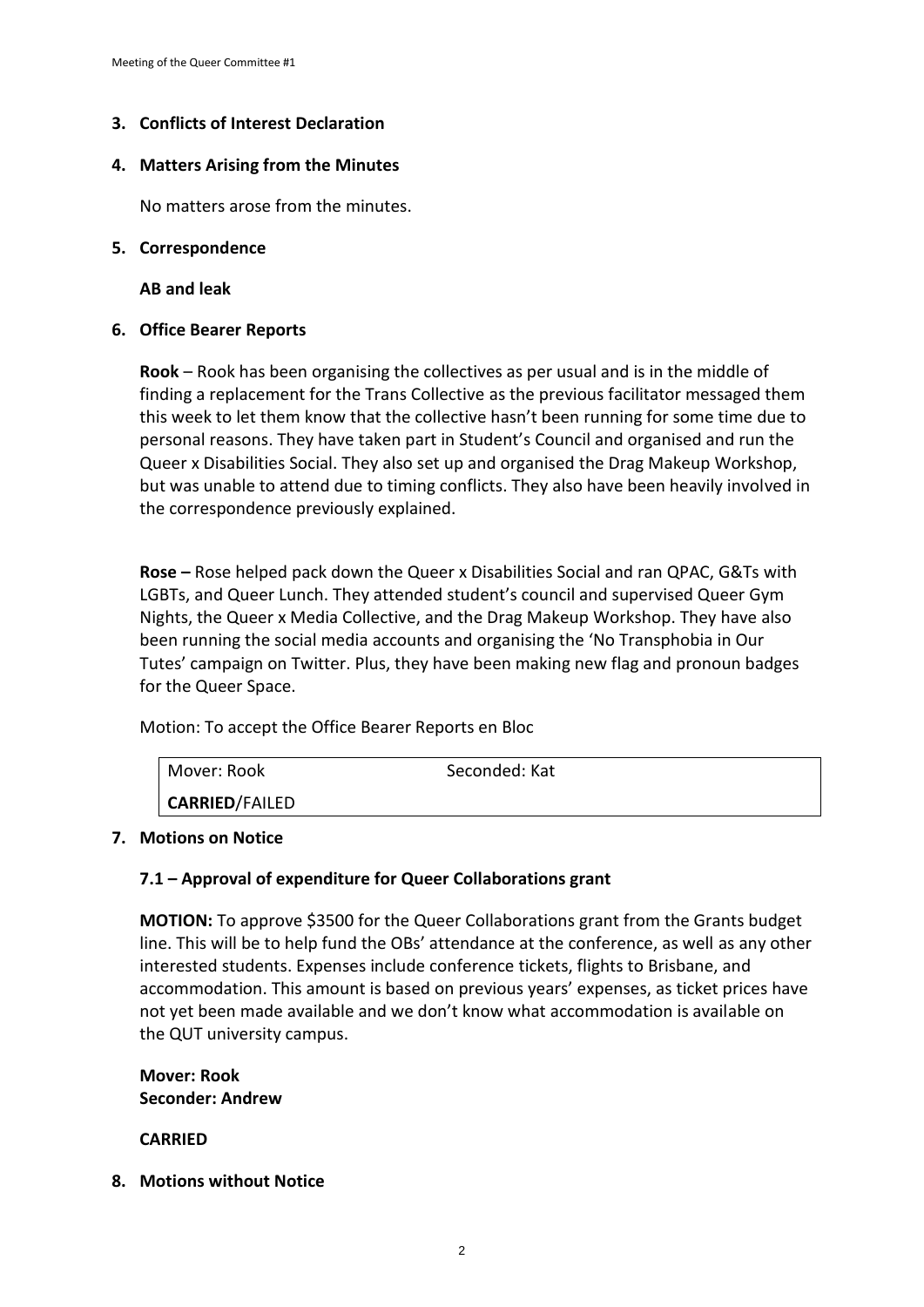## 3. Conflicts of Interest Declaration

## 4. Matters Arising from the Minutes

No matters arose from the minutes.

## 5. Correspondence

**AB and leak**

## 6. Office Bearer Reports

**Rook** – Rook has been organising the collectives as per usual and is in the middle of finding a replacement for the Trans Collective as the previous facilitator messaged them this week to let them know that the collective hasn't been running for some time due to personal reasons. They have taken part in Student's Council and organised and run the Queer x Disabilities Social. They also set up and organised the Drag Makeup Workshop, but was unable to attend due to timing conflicts. They also have been heavily involved in the correspondence previously explained.

**Rose –** Rose helped pack down the Queer x Disabilities Social and ran QPAC, G&Ts with LGBTs, and Queer Lunch. They attended student's council and supervised Queer Gym Nights, the Queer x Media Collective, and the Drag Makeup Workshop. They have also been running the social media accounts and organising the 'No Transphobia in Our Tutes' campaign on Twitter. Plus, they have been making new flag and pronoun badges for the Queer Space.

Motion: To accept the Office Bearer Reports en Bloc

| Mover: Rook | Seconded: Kat |
|---|---|
| **CARRIED**/FAILED | |

## 7. Motions on Notice

### 7.1 – Approval of expenditure for Queer Collaborations grant

**MOTION:** To approve $3500 for the Queer Collaborations grant from the Grants budget line. This will be to help fund the OBs' attendance at the conference, as well as any other interested students. Expenses include conference tickets, flights to Brisbane, and accommodation. This amount is based on previous years' expenses, as ticket prices have not yet been made available and we don't know what accommodation is available on the QUT university campus.

**Mover: Rook**
**Seconder: Andrew**

**CARRIED**

## 8. Motions without Notice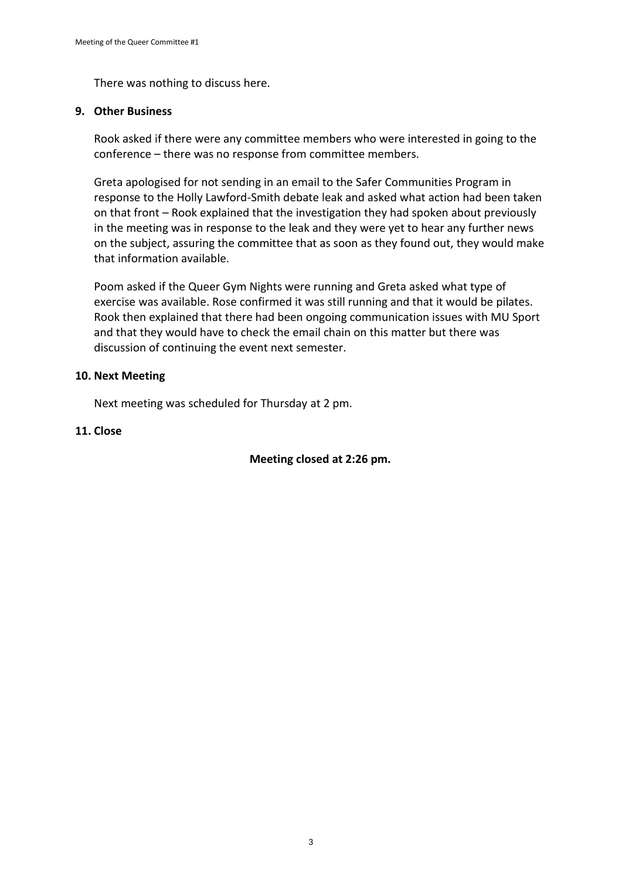There was nothing to discuss here.

## 9. Other Business

Rook asked if there were any committee members who were interested in going to the conference – there was no response from committee members.

Greta apologised for not sending in an email to the Safer Communities Program in response to the Holly Lawford-Smith debate leak and asked what action had been taken on that front – Rook explained that the investigation they had spoken about previously in the meeting was in response to the leak and they were yet to hear any further news on the subject, assuring the committee that as soon as they found out, they would make that information available.

Poom asked if the Queer Gym Nights were running and Greta asked what type of exercise was available. Rose confirmed it was still running and that it would be pilates. Rook then explained that there had been ongoing communication issues with MU Sport and that they would have to check the email chain on this matter but there was discussion of continuing the event next semester.

## 10. Next Meeting

Next meeting was scheduled for Thursday at 2 pm.

## 11. Close

**Meeting closed at 2:26 pm.**